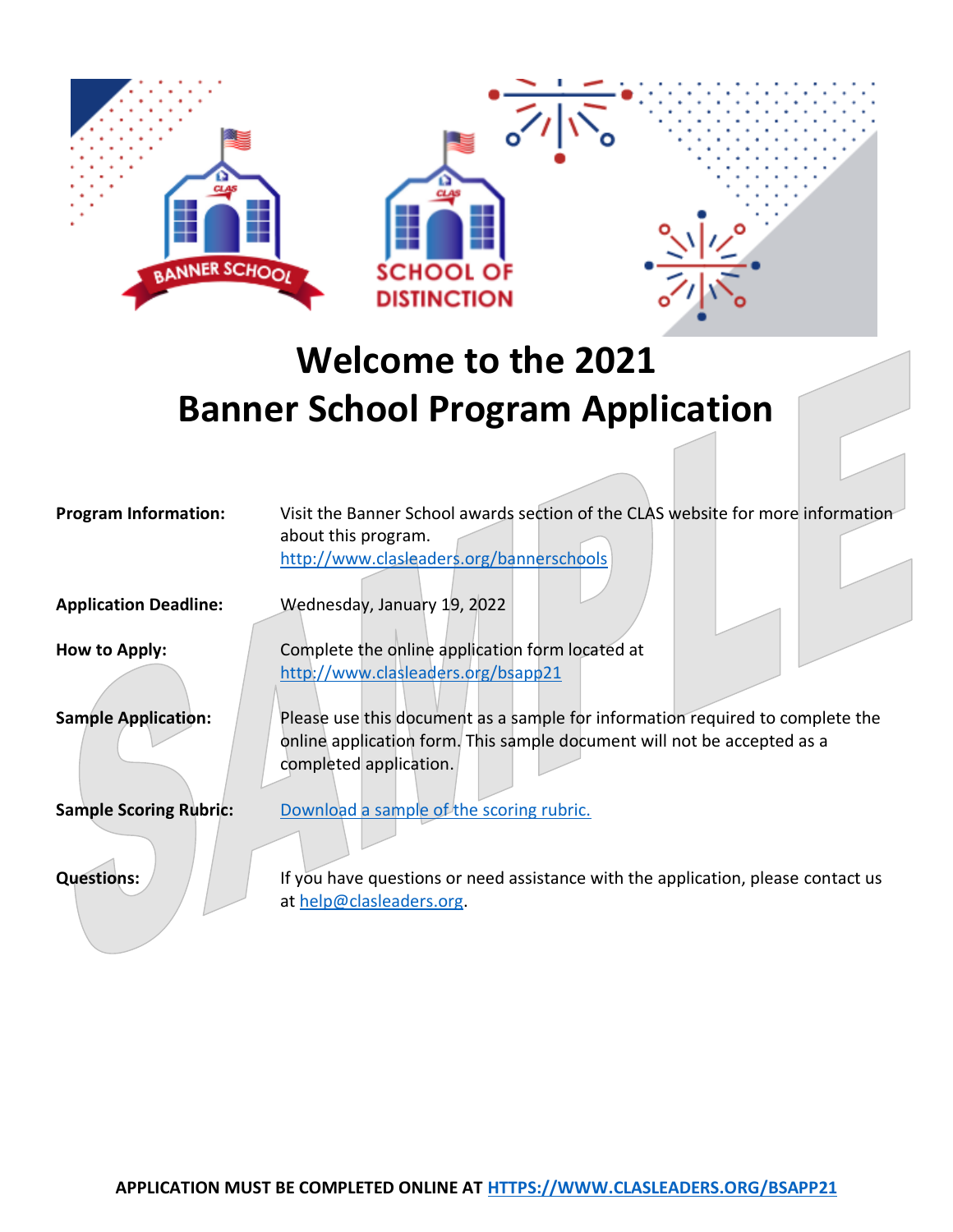# Welcome to the 2021 Banner School Program Application

**Program Information:** Visit the Banner School awards section of the CLAS website for more information about this program. http://www.clasleaders.org/bannerschools

**Application Deadline:** Wednesday, January 19, 2022

**How to Apply:** Complete the online application form located at http://www.clasleaders.org/bsapp21

**Sample Application:** Please use this document as a sample for information required to complete the online application form. This sample document will not be accepted as a completed application.

**Sample Scoring Rubric:** Download a sample of the scoring rubric.

**Questions:** If you have questions or need assistance with the application, please contact us at help@clasleaders.org.

**APPLICATION MUST BE COMPLETED ONLINE AT HTTPS://WWW.CLASLEADERS.ORG/BSAPP21**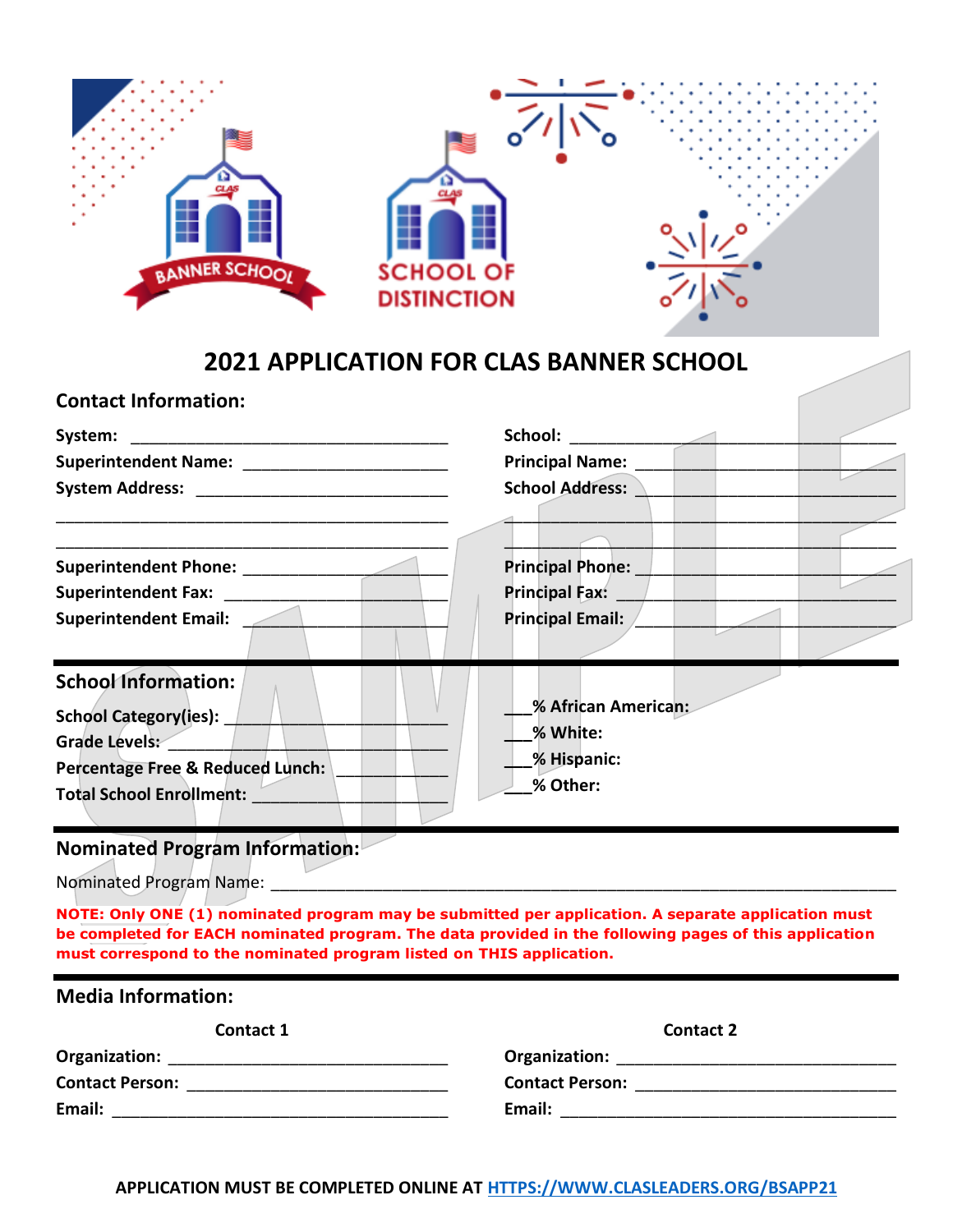# 2021 APPLICATION FOR CLAS BANNER SCHOOL

## Contact Information:

**System:** ____________________________________

**Superintendent Name:** ______________________

**System Address:** ___________________________

_____________________________________________

_____________________________________________

**Superintendent Phone:** ______________________

**Superintendent Fax:** ________________________

**Superintendent Email:** ______________________

**School:** _____________________________________

**Principal Name:** _____________________________

**School Address:** _____________________________

_____________________________________________

_____________________________________________

**Principal Phone:** _____________________________

**Principal Fax:** _______________________________

**Principal Email:** _____________________________

## School Information:

**School Category(ies):** ______________________

**Grade Levels:** _____________________________

**Percentage Free & Reduced Lunch:** ____________

**Total School Enrollment:** ____________________

___**% African American:**

___**% White:**

___**% Hispanic:**

___**% Other:**

## Nominated Program Information:

Nominated Program Name: _______________________________________________________________

**NOTE: Only ONE (1) nominated program may be submitted per application. A separate application must be completed for EACH nominated program. The data provided in the following pages of this application must correspond to the nominated program listed on THIS application.**

## Media Information:

**Contact 1**

**Organization:** ______________________________

**Contact Person:** ____________________________

**Email:** _____________________________________

**Contact 2**

**Organization:** ______________________________

**Contact Person:** ____________________________

**Email:** _____________________________________

**APPLICATION MUST BE COMPLETED ONLINE AT HTTPS://WWW.CLASLEADERS.ORG/BSAPP21**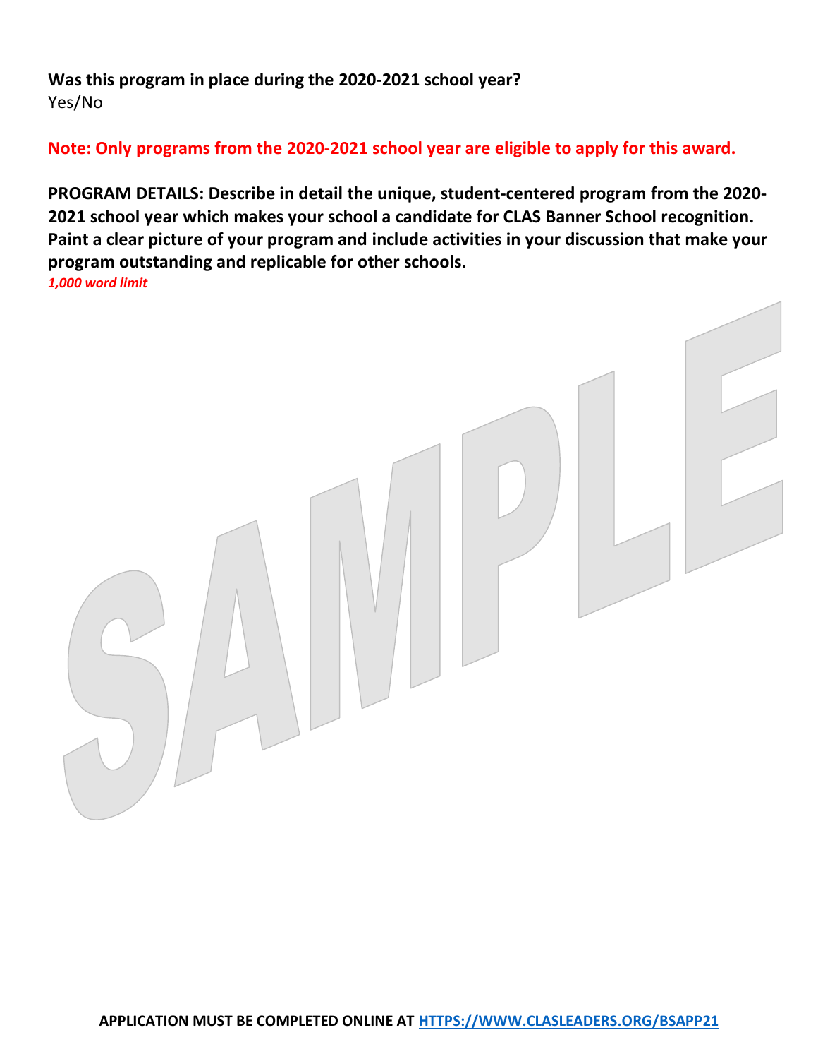**Was this program in place during the 2020-2021 school year?**
Yes/No

**Note: Only programs from the 2020-2021 school year are eligible to apply for this award.**

**PROGRAM DETAILS: Describe in detail the unique, student-centered program from the 2020-2021 school year which makes your school a candidate for CLAS Banner School recognition. Paint a clear picture of your program and include activities in your discussion that make your program outstanding and replicable for other schools.**
***1,000 word limit***

SAMPLE

**APPLICATION MUST BE COMPLETED ONLINE AT [HTTPS://WWW.CLASLEADERS.ORG/BSAPP21](https://www.clasleaders.org/bsapp21)**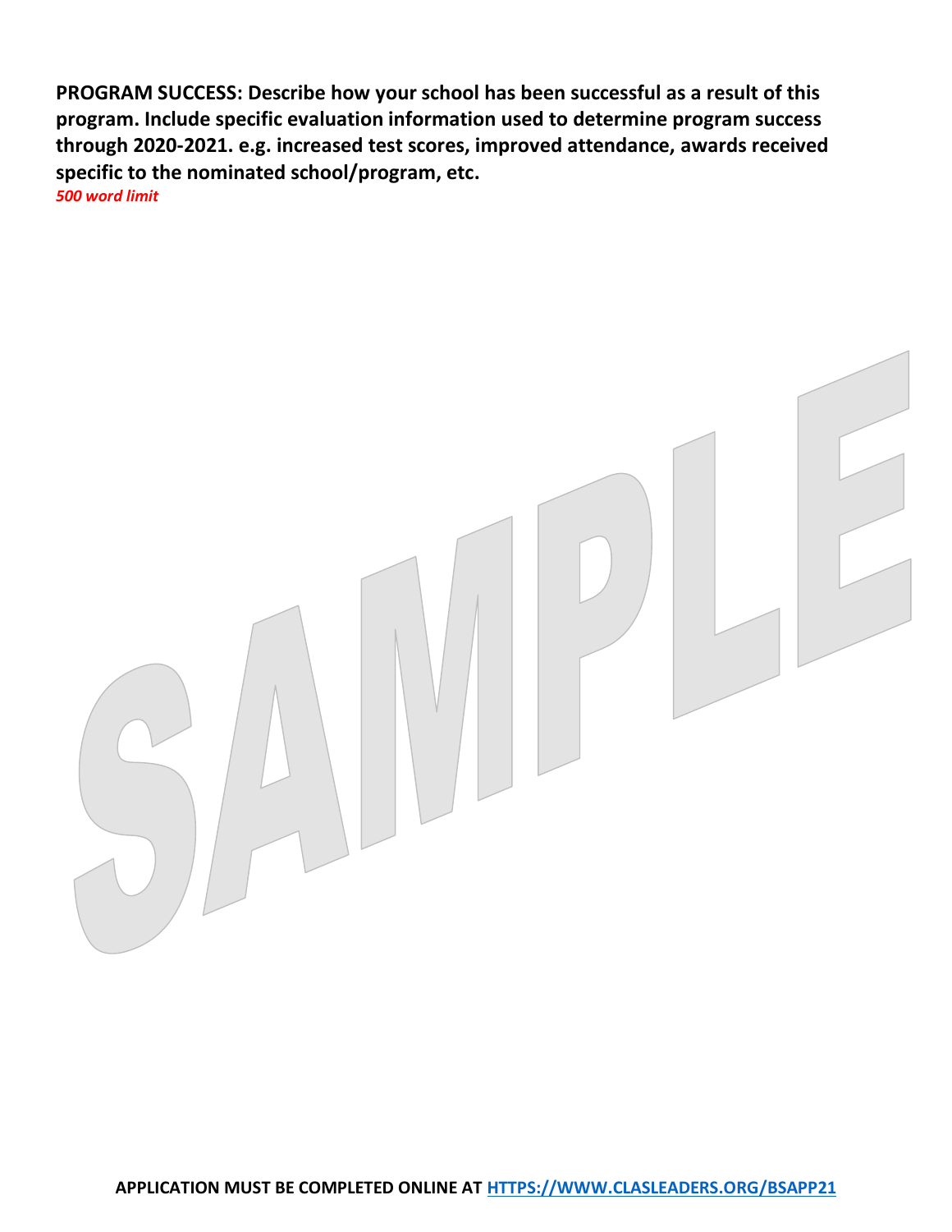**PROGRAM SUCCESS: Describe how your school has been successful as a result of this program. Include specific evaluation information used to determine program success through 2020-2021. e.g. increased test scores, improved attendance, awards received specific to the nominated school/program, etc.**

***500 word limit***

SAMPLE

**APPLICATION MUST BE COMPLETED ONLINE AT [HTTPS://WWW.CLASLEADERS.ORG/BSAPP21](https://www.clasleaders.org/bsapp21)**